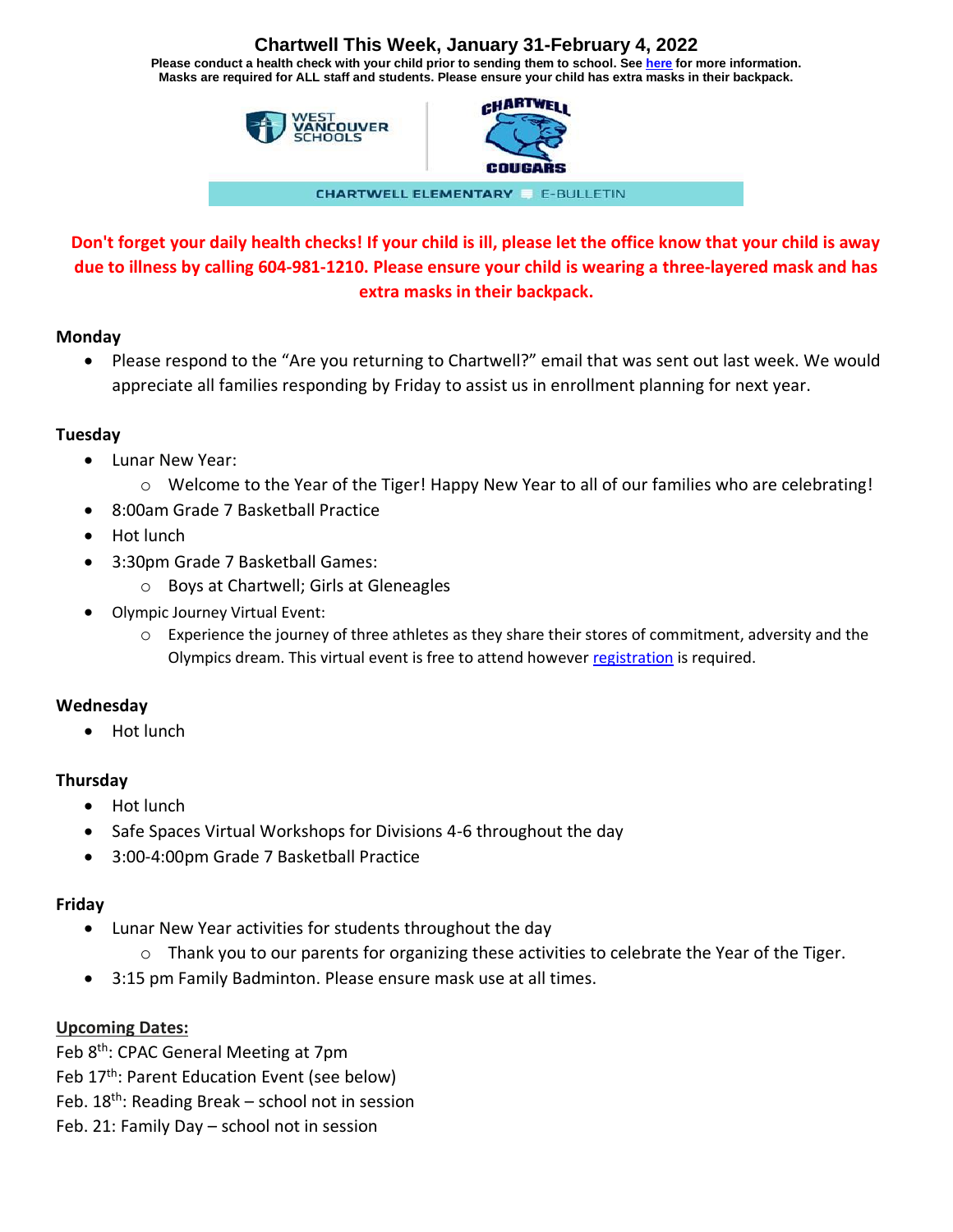# Chartwell This Week, January 31-February 4, 2022

**Please conduct a health check with your child prior to sending them to school. See here for more information. Masks are required for ALL staff and students. Please ensure your child has extra masks in their backpack.**

WEST VANCOUVER SCHOOLS

CHARTWELL COUGARS

CHARTWELL ELEMENTARY E-BULLETIN

**Don't forget your daily health checks! If your child is ill, please let the office know that your child is away due to illness by calling 604-981-1210. Please ensure your child is wearing a three-layered mask and has extra masks in their backpack.**

### Monday

- Please respond to the "Are you returning to Chartwell?" email that was sent out last week. We would appreciate all families responding by Friday to assist us in enrollment planning for next year.

### Tuesday

- Lunar New Year:
  - Welcome to the Year of the Tiger! Happy New Year to all of our families who are celebrating!
- 8:00am Grade 7 Basketball Practice
- Hot lunch
- 3:30pm Grade 7 Basketball Games:
  - Boys at Chartwell; Girls at Gleneagles
- Olympic Journey Virtual Event:
  - Experience the journey of three athletes as they share their stores of commitment, adversity and the Olympics dream. This virtual event is free to attend however registration is required.

### Wednesday

- Hot lunch

### Thursday

- Hot lunch
- Safe Spaces Virtual Workshops for Divisions 4-6 throughout the day
- 3:00-4:00pm Grade 7 Basketball Practice

### Friday

- Lunar New Year activities for students throughout the day
  - Thank you to our parents for organizing these activities to celebrate the Year of the Tiger.
- 3:15 pm Family Badminton. Please ensure mask use at all times.

**Upcoming Dates:**

Feb 8th: CPAC General Meeting at 7pm
Feb 17th: Parent Education Event (see below)
Feb. 18th: Reading Break – school not in session
Feb. 21: Family Day – school not in session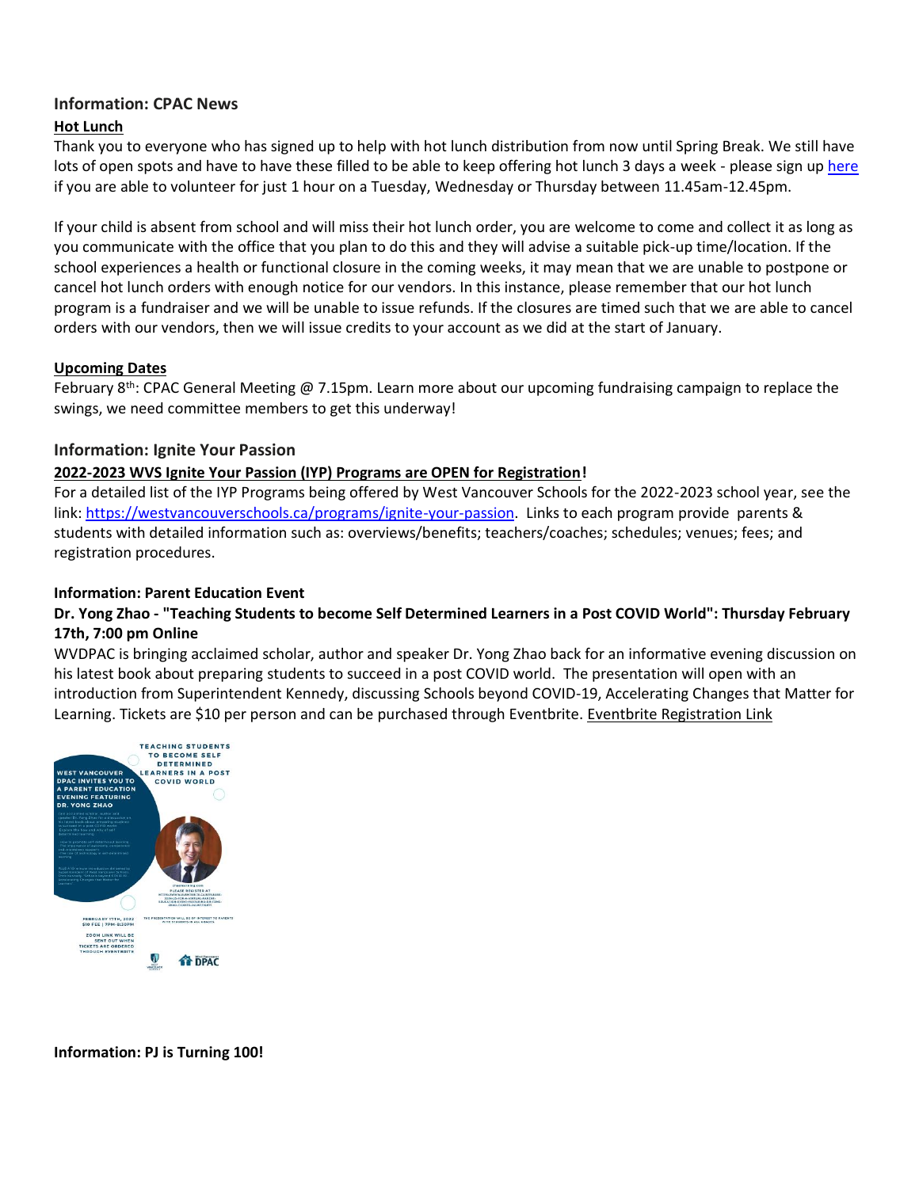## Information: CPAC News

**Hot Lunch**

Thank you to everyone who has signed up to help with hot lunch distribution from now until Spring Break. We still have lots of open spots and have to have these filled to be able to keep offering hot lunch 3 days a week - please sign up here if you are able to volunteer for just 1 hour on a Tuesday, Wednesday or Thursday between 11.45am-12.45pm.

If your child is absent from school and will miss their hot lunch order, you are welcome to come and collect it as long as you communicate with the office that you plan to do this and they will advise a suitable pick-up time/location. If the school experiences a health or functional closure in the coming weeks, it may mean that we are unable to postpone or cancel hot lunch orders with enough notice for our vendors. In this instance, please remember that our hot lunch program is a fundraiser and we will be unable to issue refunds. If the closures are timed such that we are able to cancel orders with our vendors, then we will issue credits to your account as we did at the start of January.

**Upcoming Dates**

February 8th: CPAC General Meeting @ 7.15pm. Learn more about our upcoming fundraising campaign to replace the swings, we need committee members to get this underway!

## Information: Ignite Your Passion

**2022-2023 WVS Ignite Your Passion (IYP) Programs are OPEN for Registration!**

For a detailed list of the IYP Programs being offered by West Vancouver Schools for the 2022-2023 school year, see the link: https://westvancouverschools.ca/programs/ignite-your-passion. Links to each program provide parents & students with detailed information such as: overviews/benefits; teachers/coaches; schedules; venues; fees; and registration procedures.

**Information: Parent Education Event**

**Dr. Yong Zhao - "Teaching Students to become Self Determined Learners in a Post COVID World": Thursday February 17th, 7:00 pm Online**

WVDPAC is bringing acclaimed scholar, author and speaker Dr. Yong Zhao back for an informative evening discussion on his latest book about preparing students to succeed in a post COVID world. The presentation will open with an introduction from Superintendent Kennedy, discussing Schools beyond COVID-19, Accelerating Changes that Matter for Learning. Tickets are $10 per person and can be purchased through Eventbrite. Eventbrite Registration Link

**Information: PJ is Turning 100!**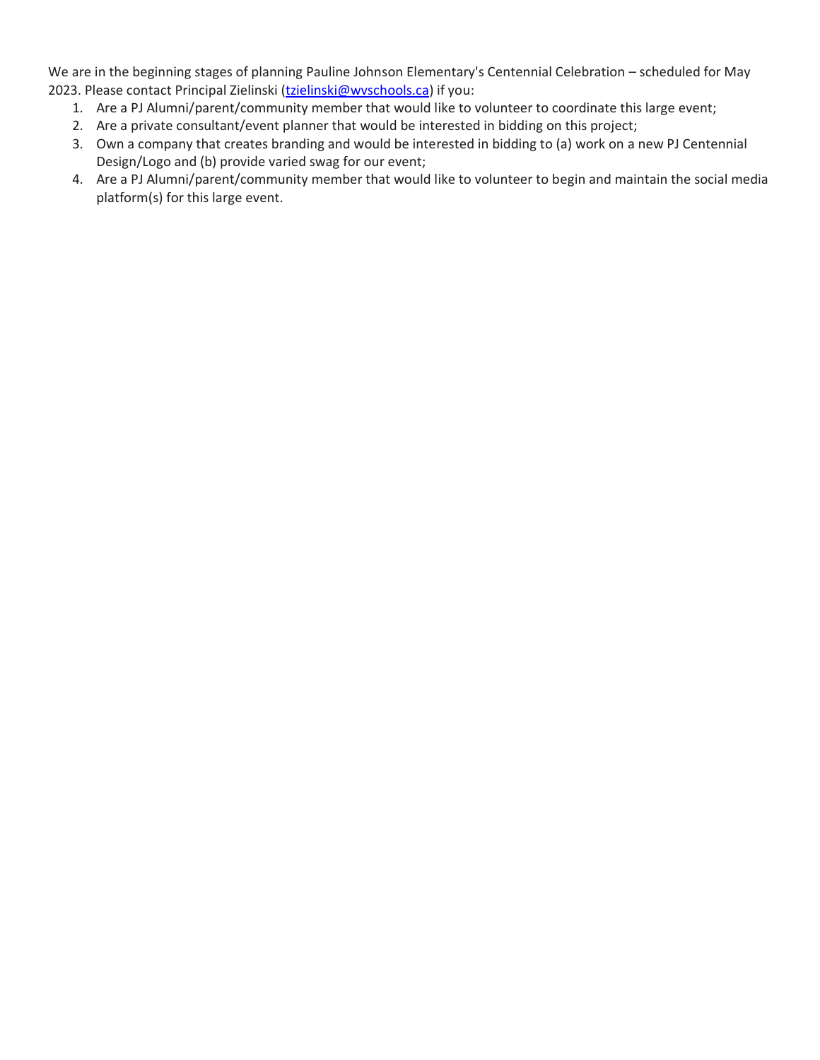We are in the beginning stages of planning Pauline Johnson Elementary's Centennial Celebration – scheduled for May 2023. Please contact Principal Zielinski ([tzielinski@wvschools.ca](mailto:tzielinski@wvschools.ca)) if you:

1. Are a PJ Alumni/parent/community member that would like to volunteer to coordinate this large event;
2. Are a private consultant/event planner that would be interested in bidding on this project;
3. Own a company that creates branding and would be interested in bidding to (a) work on a new PJ Centennial Design/Logo and (b) provide varied swag for our event;
4. Are a PJ Alumni/parent/community member that would like to volunteer to begin and maintain the social media platform(s) for this large event.